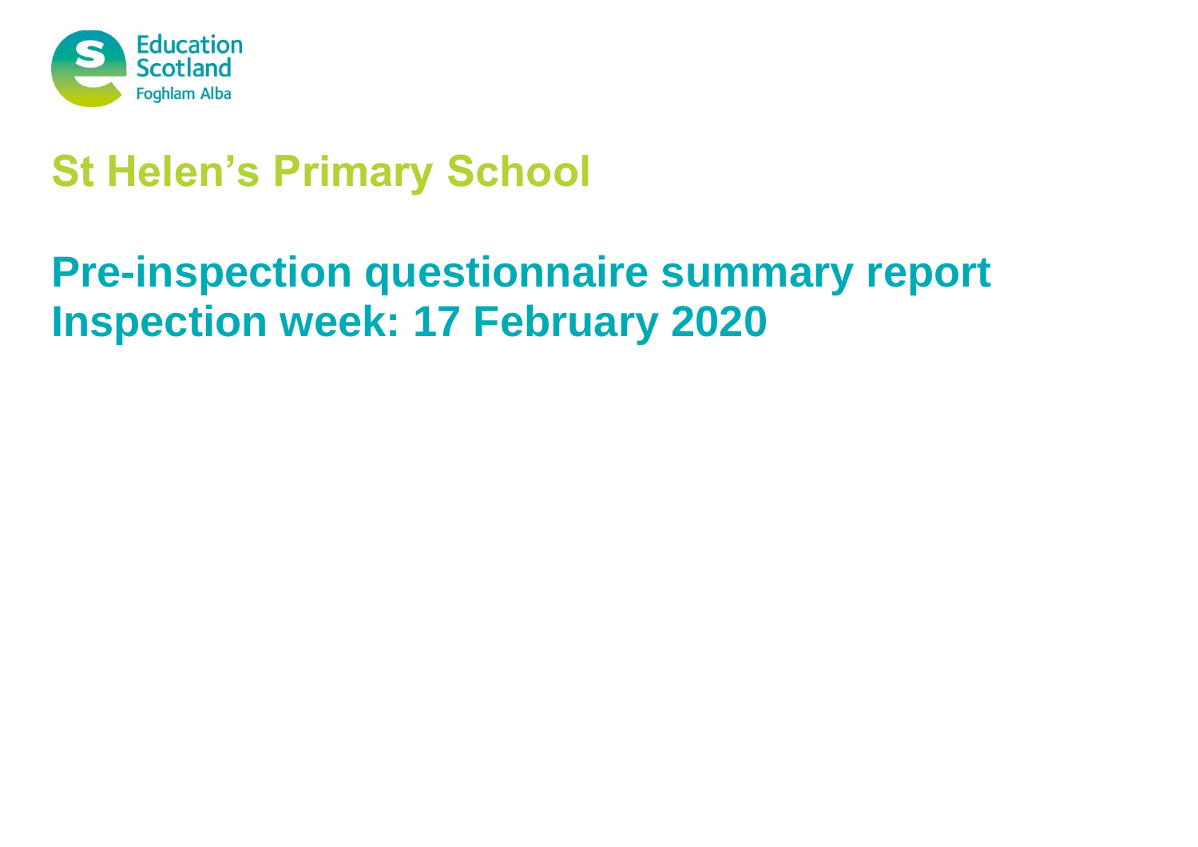Education Scotland
Foghlam Alba

# St Helen's Primary School

# Pre-inspection questionnaire summary report
# Inspection week: 17 February 2020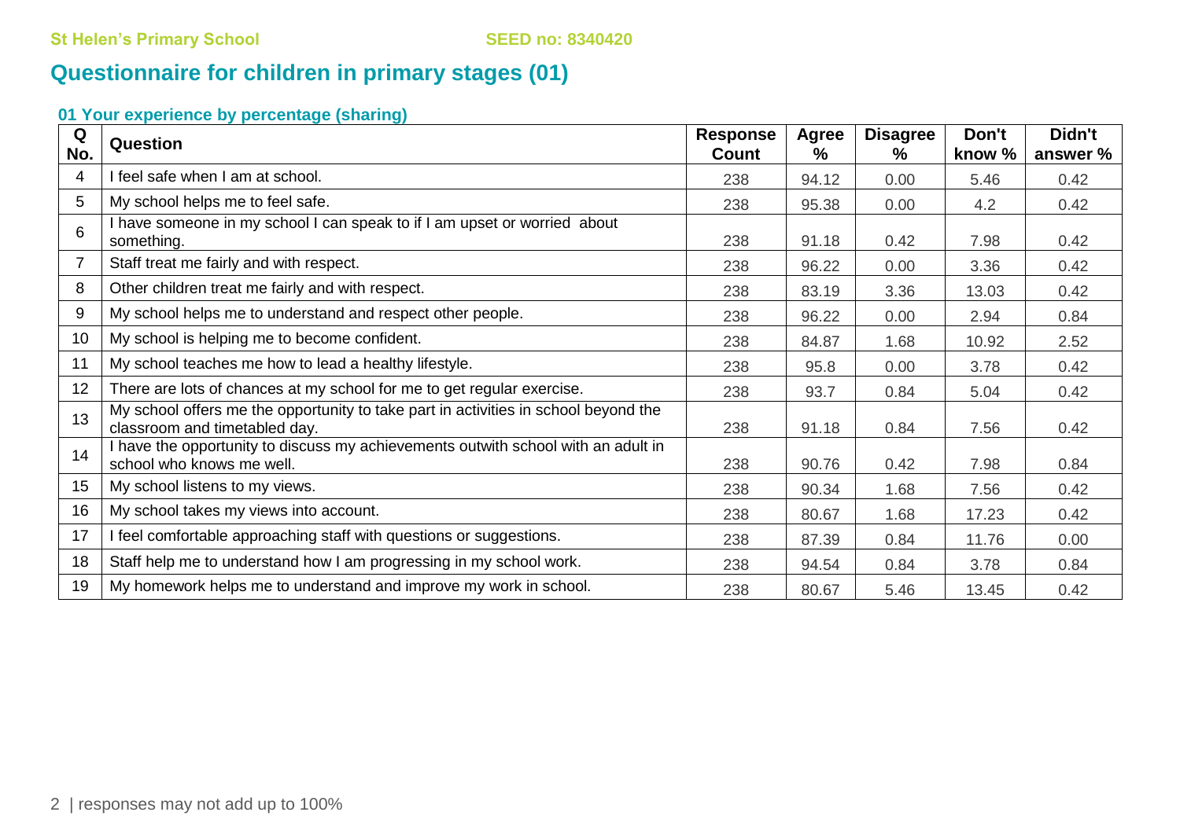St Helen's Primary School SEED no: 8340420

## Questionnaire for children in primary stages (01)

### 01 Your experience by percentage (sharing)

| Q No. | Question | Response Count | Agree % | Disagree % | Don't know % | Didn't answer % |
|---|---|---|---|---|---|---|
| 4 | I feel safe when I am at school. | 238 | 94.12 | 0.00 | 5.46 | 0.42 |
| 5 | My school helps me to feel safe. | 238 | 95.38 | 0.00 | 4.2 | 0.42 |
| 6 | I have someone in my school I can speak to if I am upset or worried about something. | 238 | 91.18 | 0.42 | 7.98 | 0.42 |
| 7 | Staff treat me fairly and with respect. | 238 | 96.22 | 0.00 | 3.36 | 0.42 |
| 8 | Other children treat me fairly and with respect. | 238 | 83.19 | 3.36 | 13.03 | 0.42 |
| 9 | My school helps me to understand and respect other people. | 238 | 96.22 | 0.00 | 2.94 | 0.84 |
| 10 | My school is helping me to become confident. | 238 | 84.87 | 1.68 | 10.92 | 2.52 |
| 11 | My school teaches me how to lead a healthy lifestyle. | 238 | 95.8 | 0.00 | 3.78 | 0.42 |
| 12 | There are lots of chances at my school for me to get regular exercise. | 238 | 93.7 | 0.84 | 5.04 | 0.42 |
| 13 | My school offers me the opportunity to take part in activities in school beyond the classroom and timetabled day. | 238 | 91.18 | 0.84 | 7.56 | 0.42 |
| 14 | I have the opportunity to discuss my achievements outwith school with an adult in school who knows me well. | 238 | 90.76 | 0.42 | 7.98 | 0.84 |
| 15 | My school listens to my views. | 238 | 90.34 | 1.68 | 7.56 | 0.42 |
| 16 | My school takes my views into account. | 238 | 80.67 | 1.68 | 17.23 | 0.42 |
| 17 | I feel comfortable approaching staff with questions or suggestions. | 238 | 87.39 | 0.84 | 11.76 | 0.00 |
| 18 | Staff help me to understand how I am progressing in my school work. | 238 | 94.54 | 0.84 | 3.78 | 0.84 |
| 19 | My homework helps me to understand and improve my work in school. | 238 | 80.67 | 5.46 | 13.45 | 0.42 |

responses may not add up to 100%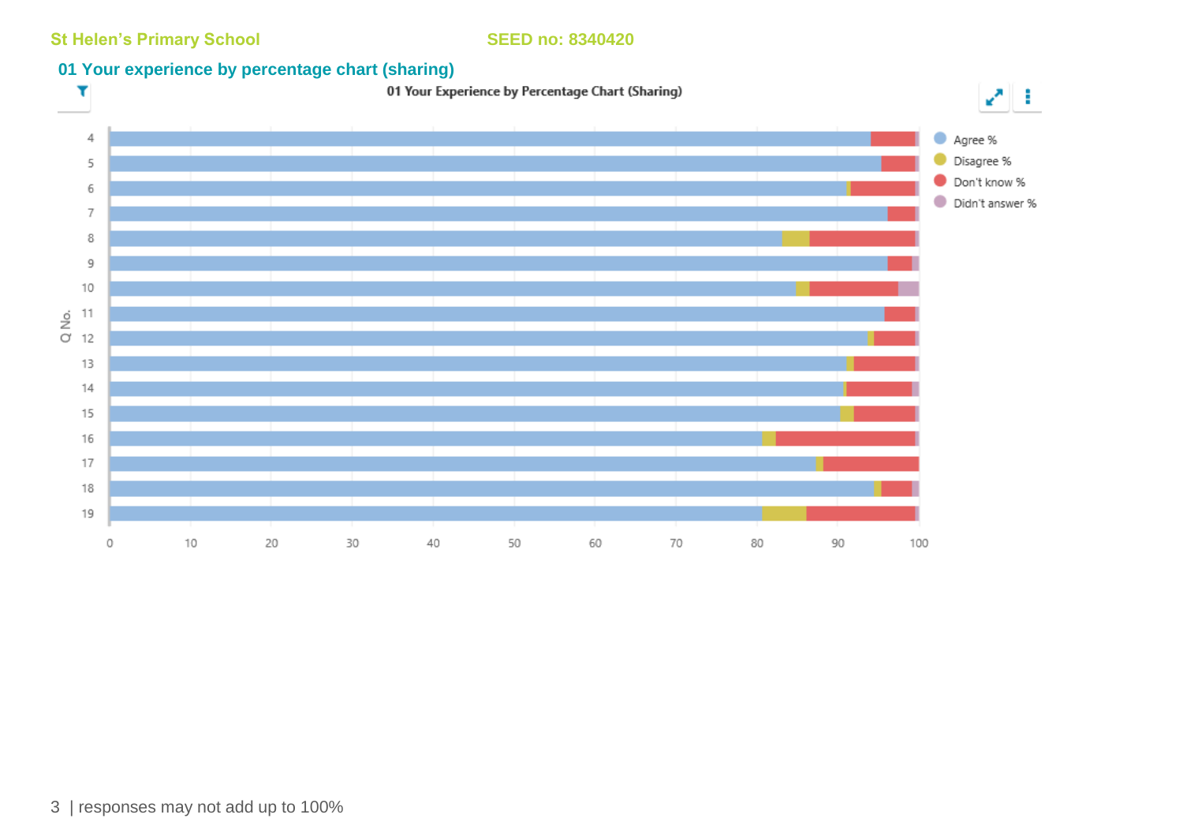St Helen's Primary School SEED no: 8340420

## 01 Your experience by percentage chart (sharing)

01 Your Experience by Percentage Chart (Sharing)

| Q No. | Agree % | Disagree % | Don't know % | Didn't answer % |
|---|---|---|---|---|
| 4 | | | | |
| 5 | | | | |
| 6 | | | | |
| 7 | | | | |
| 8 | | | | |
| 9 | | | | |
| 10 | | | | |
| 11 | | | | |
| 12 | | | | |
| 13 | | | | |
| 14 | | | | |
| 15 | | | | |
| 16 | | | | |
| 17 | | | | |
| 18 | | | | |
| 19 | | | | |

0 10 20 30 40 50 60 70 80 90 100

responses may not add up to 100%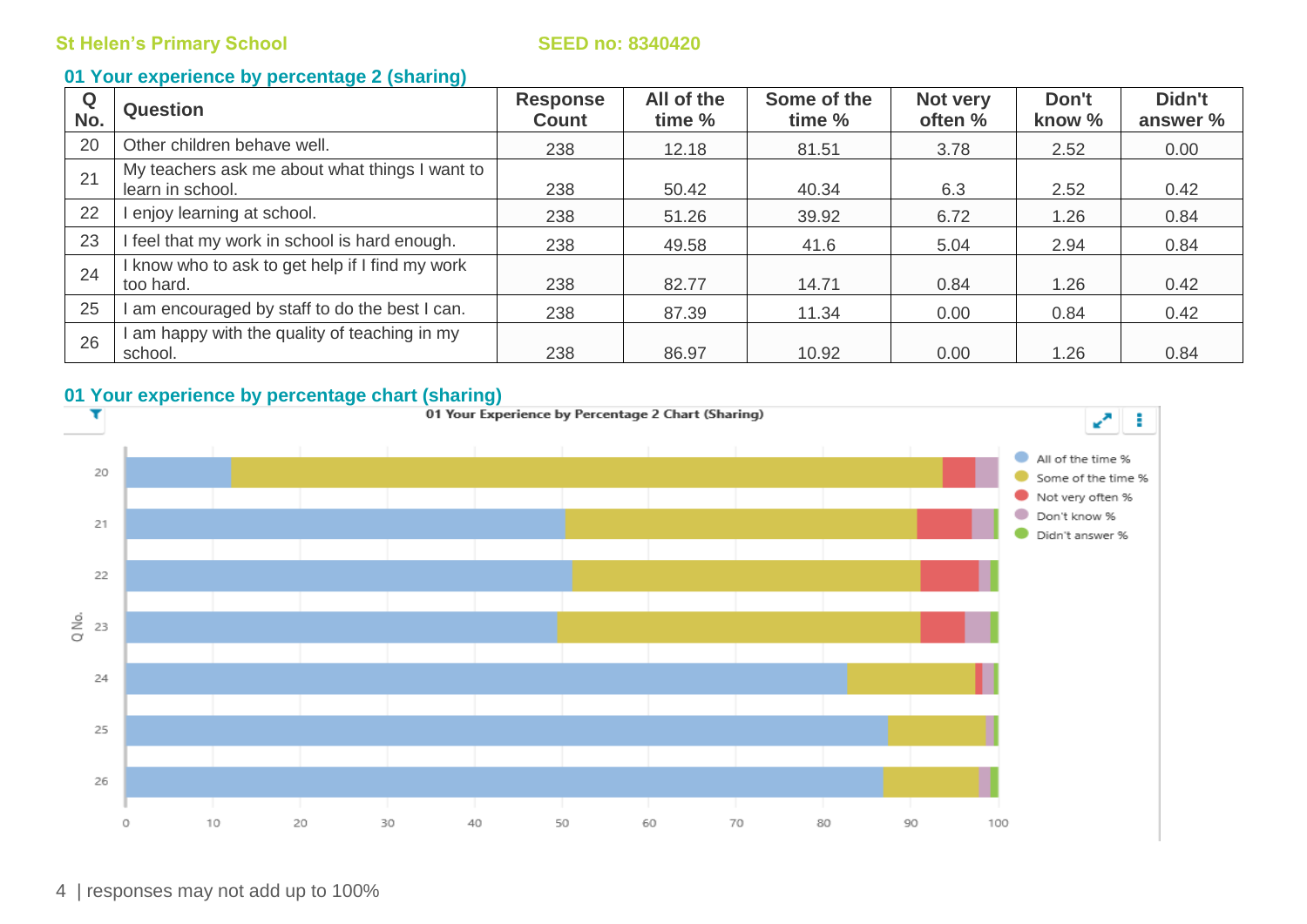St Helen's Primary School SEED no: 8340420

## 01 Your experience by percentage 2 (sharing)

| Q No. | Question | Response Count | All of the time % | Some of the time % | Not very often % | Don't know % | Didn't answer % |
|---|---|---|---|---|---|---|---|
| 20 | Other children behave well. | 238 | 12.18 | 81.51 | 3.78 | 2.52 | 0.00 |
| 21 | My teachers ask me about what things I want to learn in school. | 238 | 50.42 | 40.34 | 6.3 | 2.52 | 0.42 |
| 22 | I enjoy learning at school. | 238 | 51.26 | 39.92 | 6.72 | 1.26 | 0.84 |
| 23 | I feel that my work in school is hard enough. | 238 | 49.58 | 41.6 | 5.04 | 2.94 | 0.84 |
| 24 | I know who to ask to get help if I find my work too hard. | 238 | 82.77 | 14.71 | 0.84 | 1.26 | 0.42 |
| 25 | I am encouraged by staff to do the best I can. | 238 | 87.39 | 11.34 | 0.00 | 0.84 | 0.42 |
| 26 | I am happy with the quality of teaching in my school. | 238 | 86.97 | 10.92 | 0.00 | 1.26 | 0.84 |

## 01 Your experience by percentage chart (sharing)

responses may not add up to 100%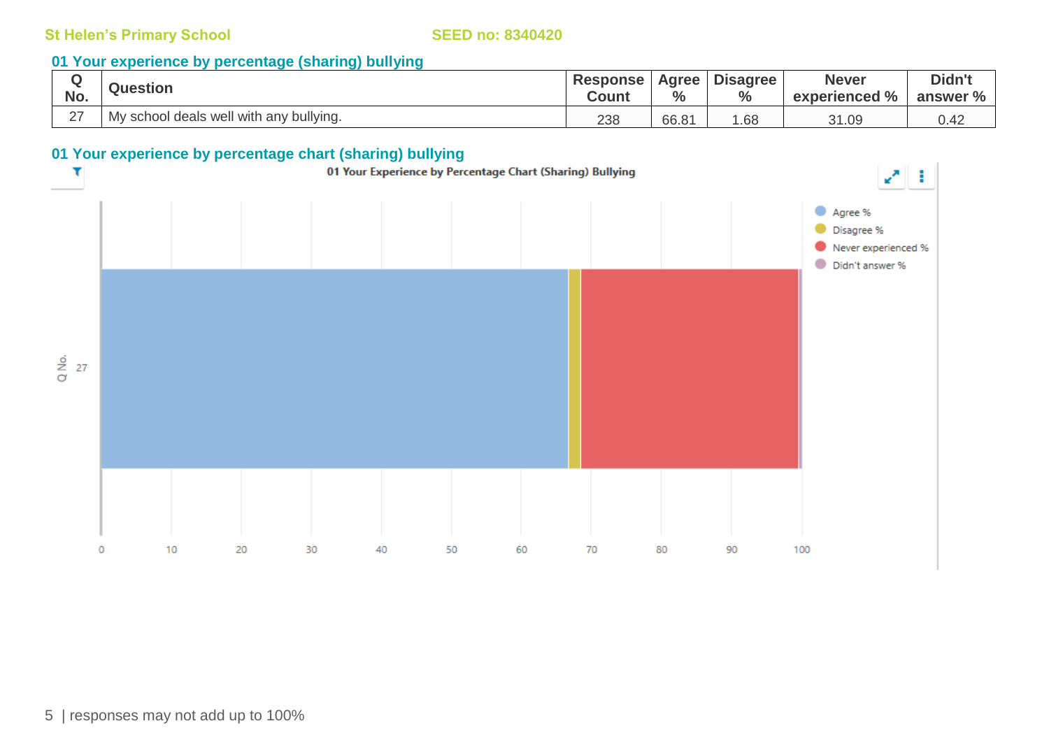St Helen's Primary School SEED no: 8340420

## 01 Your experience by percentage (sharing) bullying

| Q No. | Question | Response Count | Agree % | Disagree % | Never experienced % | Didn't answer % |
|---|---|---|---|---|---|---|
| 27 | My school deals well with any bullying. | 238 | 66.81 | 1.68 | 31.09 | 0.42 |

## 01 Your experience by percentage chart (sharing) bullying

01 Your Experience by Percentage Chart (Sharing) Bullying

| Q No. | Agree % | Disagree % | Never experienced % | Didn't answer % |
|---|---|---|---|---|
| 27 | 66.81 | 1.68 | 31.09 | 0.42 |

responses may not add up to 100%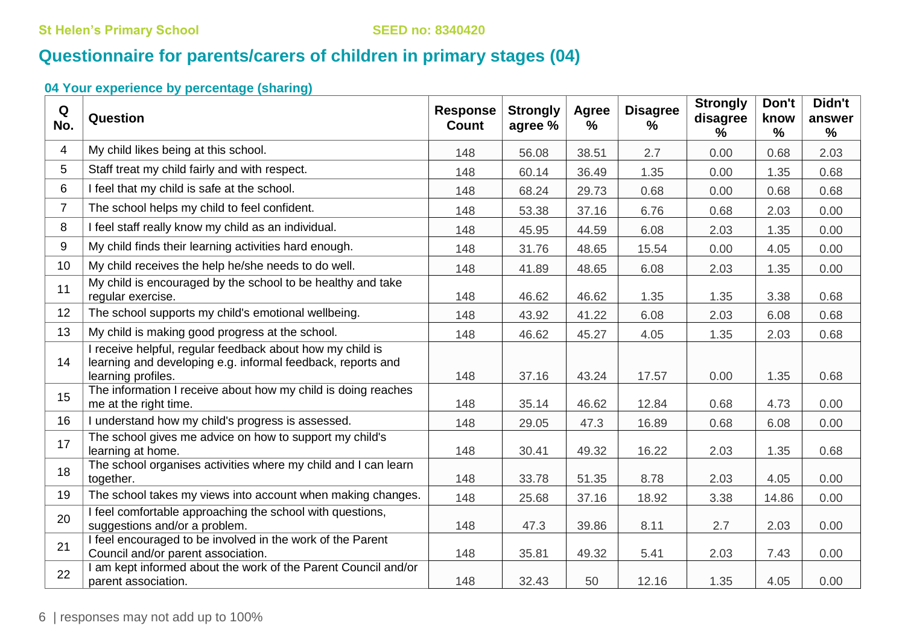St Helen's Primary School SEED no: 8340420

## Questionnaire for parents/carers of children in primary stages (04)

### 04 Your experience by percentage (sharing)

| Q No. | Question | Response Count | Strongly agree % | Agree % | Disagree % | Strongly disagree % | Don't know % | Didn't answer % |
|---|---|---|---|---|---|---|---|---|
| 4 | My child likes being at this school. | 148 | 56.08 | 38.51 | 2.7 | 0.00 | 0.68 | 2.03 |
| 5 | Staff treat my child fairly and with respect. | 148 | 60.14 | 36.49 | 1.35 | 0.00 | 1.35 | 0.68 |
| 6 | I feel that my child is safe at the school. | 148 | 68.24 | 29.73 | 0.68 | 0.00 | 0.68 | 0.68 |
| 7 | The school helps my child to feel confident. | 148 | 53.38 | 37.16 | 6.76 | 0.68 | 2.03 | 0.00 |
| 8 | I feel staff really know my child as an individual. | 148 | 45.95 | 44.59 | 6.08 | 2.03 | 1.35 | 0.00 |
| 9 | My child finds their learning activities hard enough. | 148 | 31.76 | 48.65 | 15.54 | 0.00 | 4.05 | 0.00 |
| 10 | My child receives the help he/she needs to do well. | 148 | 41.89 | 48.65 | 6.08 | 2.03 | 1.35 | 0.00 |
| 11 | My child is encouraged by the school to be healthy and take regular exercise. | 148 | 46.62 | 46.62 | 1.35 | 1.35 | 3.38 | 0.68 |
| 12 | The school supports my child's emotional wellbeing. | 148 | 43.92 | 41.22 | 6.08 | 2.03 | 6.08 | 0.68 |
| 13 | My child is making good progress at the school. | 148 | 46.62 | 45.27 | 4.05 | 1.35 | 2.03 | 0.68 |
| 14 | I receive helpful, regular feedback about how my child is learning and developing e.g. informal feedback, reports and learning profiles. | 148 | 37.16 | 43.24 | 17.57 | 0.00 | 1.35 | 0.68 |
| 15 | The information I receive about how my child is doing reaches me at the right time. | 148 | 35.14 | 46.62 | 12.84 | 0.68 | 4.73 | 0.00 |
| 16 | I understand how my child's progress is assessed. | 148 | 29.05 | 47.3 | 16.89 | 0.68 | 6.08 | 0.00 |
| 17 | The school gives me advice on how to support my child's learning at home. | 148 | 30.41 | 49.32 | 16.22 | 2.03 | 1.35 | 0.68 |
| 18 | The school organises activities where my child and I can learn together. | 148 | 33.78 | 51.35 | 8.78 | 2.03 | 4.05 | 0.00 |
| 19 | The school takes my views into account when making changes. | 148 | 25.68 | 37.16 | 18.92 | 3.38 | 14.86 | 0.00 |
| 20 | I feel comfortable approaching the school with questions, suggestions and/or a problem. | 148 | 47.3 | 39.86 | 8.11 | 2.7 | 2.03 | 0.00 |
| 21 | I feel encouraged to be involved in the work of the Parent Council and/or parent association. | 148 | 35.81 | 49.32 | 5.41 | 2.03 | 7.43 | 0.00 |
| 22 | I am kept informed about the work of the Parent Council and/or parent association. | 148 | 32.43 | 50 | 12.16 | 1.35 | 4.05 | 0.00 |

responses may not add up to 100%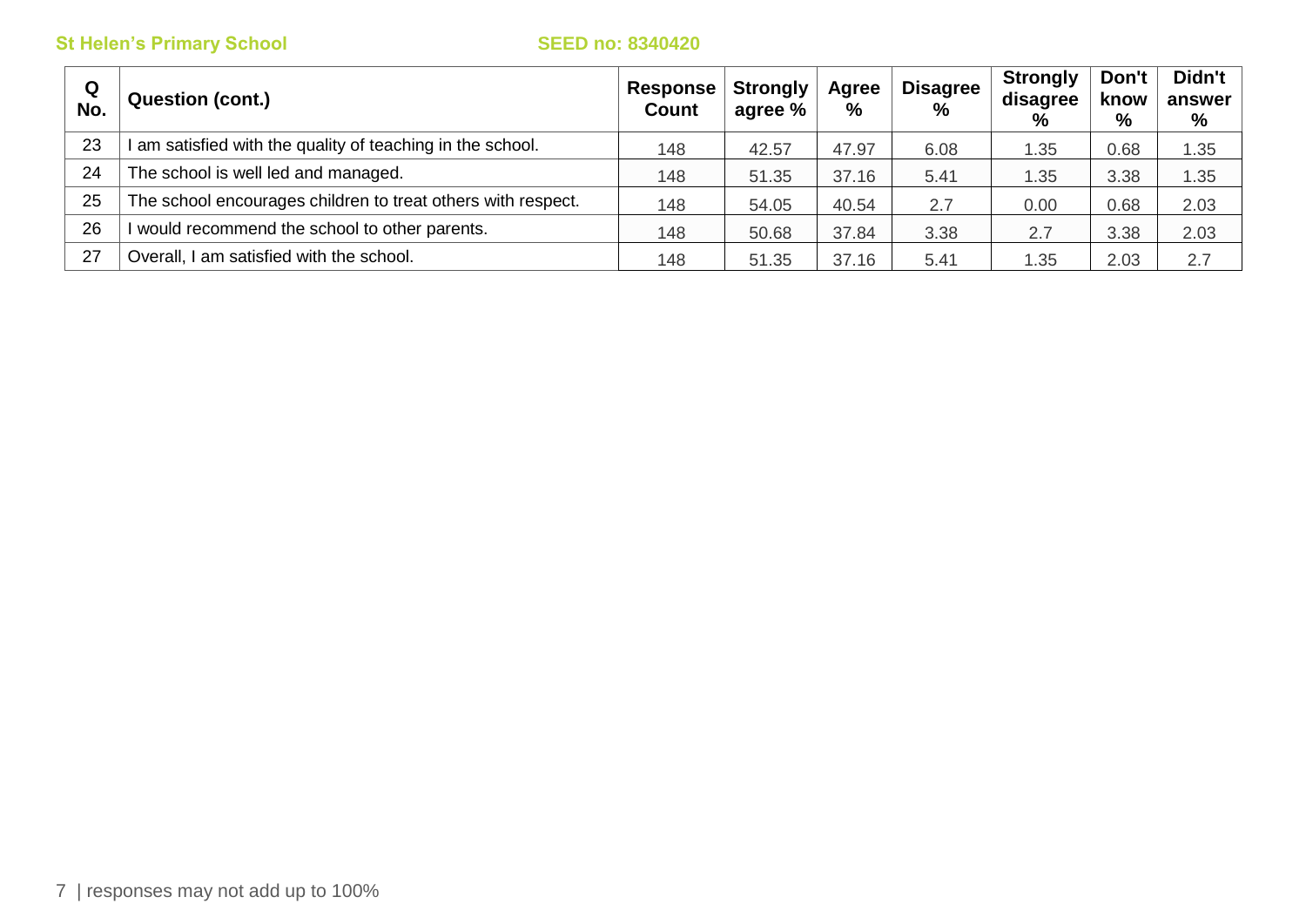| Q No. | Question (cont.) | Response Count | Strongly agree % | Agree % | Disagree % | Strongly disagree % | Don't know % | Didn't answer % |
|---|---|---|---|---|---|---|---|---|
| 23 | I am satisfied with the quality of teaching in the school. | 148 | 42.57 | 47.97 | 6.08 | 1.35 | 0.68 | 1.35 |
| 24 | The school is well led and managed. | 148 | 51.35 | 37.16 | 5.41 | 1.35 | 3.38 | 1.35 |
| 25 | The school encourages children to treat others with respect. | 148 | 54.05 | 40.54 | 2.7 | 0.00 | 0.68 | 2.03 |
| 26 | I would recommend the school to other parents. | 148 | 50.68 | 37.84 | 3.38 | 2.7 | 3.38 | 2.03 |
| 27 | Overall, I am satisfied with the school. | 148 | 51.35 | 37.16 | 5.41 | 1.35 | 2.03 | 2.7 |

responses may not add up to 100%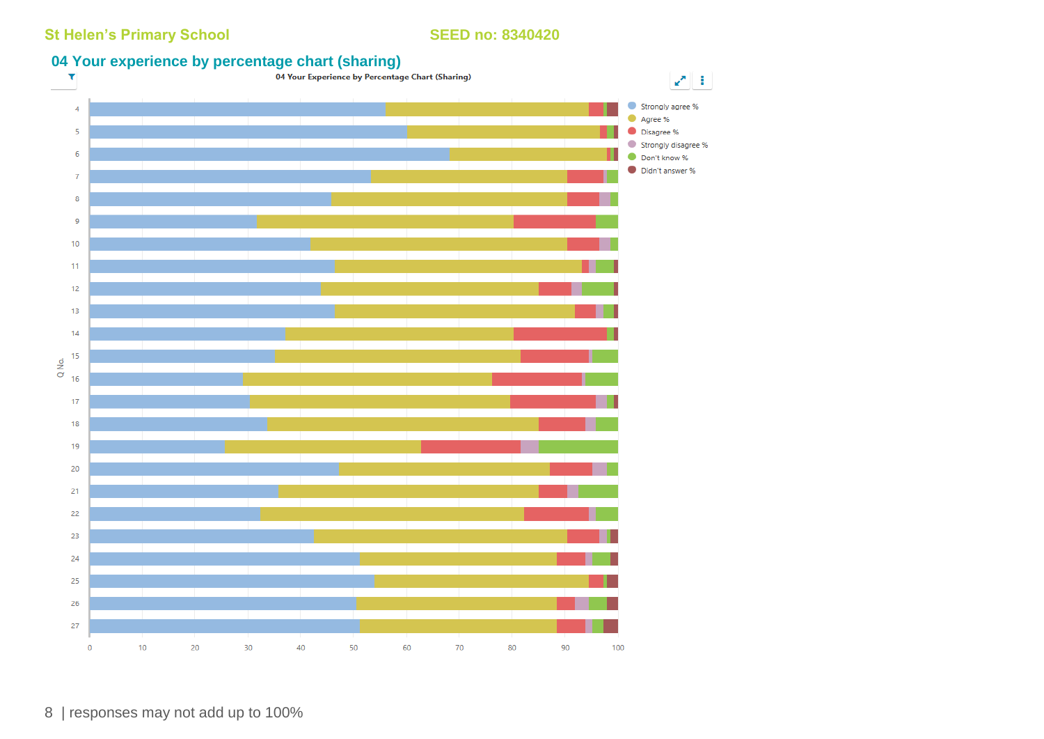St Helen's Primary School SEED no: 8340420

## 04 Your experience by percentage chart (sharing)

04 Your Experience by Percentage Chart (Sharing)

Legend: Strongly agree %, Agree %, Disagree %, Strongly disagree %, Don't know %, Didn't answer %

Q No. 4–27 (x-axis 0–100)

responses may not add up to 100%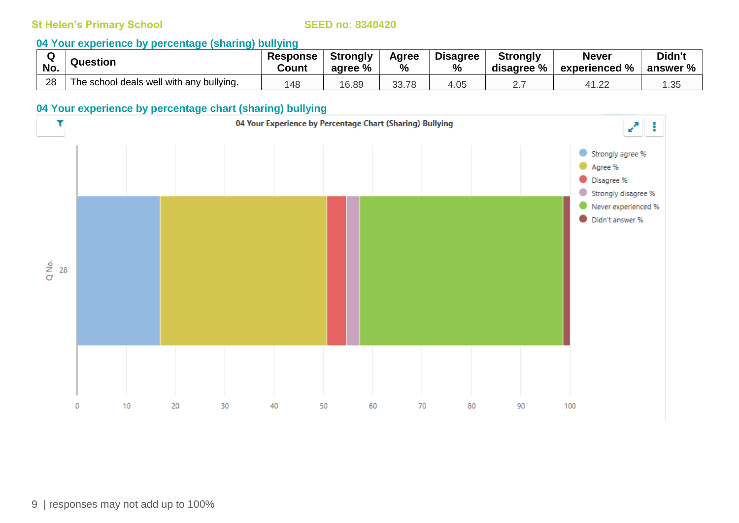St Helen's Primary School SEED no: 8340420

## 04 Your experience by percentage (sharing) bullying

| Q No. | Question | Response Count | Strongly agree % | Agree % | Disagree % | Strongly disagree % | Never experienced % | Didn't answer % |
|---|---|---|---|---|---|---|---|---|
| 28 | The school deals well with any bullying. | 148 | 16.89 | 33.78 | 4.05 | 2.7 | 41.22 | 1.35 |

## 04 Your experience by percentage chart (sharing) bullying

04 Your Experience by Percentage Chart (Sharing) Bullying

Legend: Strongly agree %, Agree %, Disagree %, Strongly disagree %, Never experienced %, Didn't answer %

Q No.: 28

0 10 20 30 40 50 60 70 80 90 100

| responses may not add up to 100%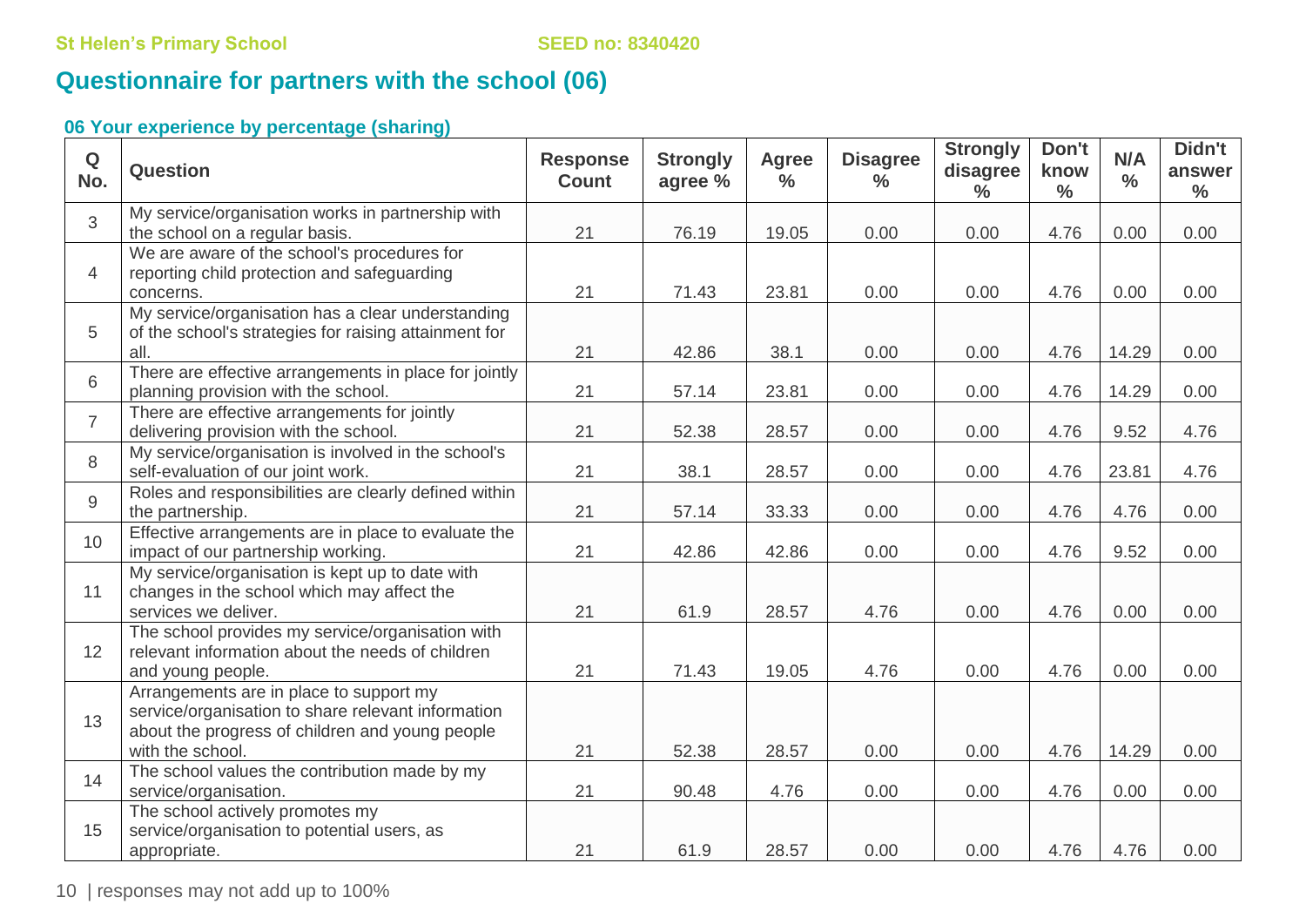St Helen's Primary School SEED no: 8340420

# Questionnaire for partners with the school (06)

### 06 Your experience by percentage (sharing)

| Q No. | Question | Response Count | Strongly agree % | Agree % | Disagree % | Strongly disagree % | Don't know % | N/A % | Didn't answer % |
|---|---|---|---|---|---|---|---|---|---|
| 3 | My service/organisation works in partnership with the school on a regular basis. | 21 | 76.19 | 19.05 | 0.00 | 0.00 | 4.76 | 0.00 | 0.00 |
| 4 | We are aware of the school's procedures for reporting child protection and safeguarding concerns. | 21 | 71.43 | 23.81 | 0.00 | 0.00 | 4.76 | 0.00 | 0.00 |
| 5 | My service/organisation has a clear understanding of the school's strategies for raising attainment for all. | 21 | 42.86 | 38.1 | 0.00 | 0.00 | 4.76 | 14.29 | 0.00 |
| 6 | There are effective arrangements in place for jointly planning provision with the school. | 21 | 57.14 | 23.81 | 0.00 | 0.00 | 4.76 | 14.29 | 0.00 |
| 7 | There are effective arrangements for jointly delivering provision with the school. | 21 | 52.38 | 28.57 | 0.00 | 0.00 | 4.76 | 9.52 | 4.76 |
| 8 | My service/organisation is involved in the school's self-evaluation of our joint work. | 21 | 38.1 | 28.57 | 0.00 | 0.00 | 4.76 | 23.81 | 4.76 |
| 9 | Roles and responsibilities are clearly defined within the partnership. | 21 | 57.14 | 33.33 | 0.00 | 0.00 | 4.76 | 4.76 | 0.00 |
| 10 | Effective arrangements are in place to evaluate the impact of our partnership working. | 21 | 42.86 | 42.86 | 0.00 | 0.00 | 4.76 | 9.52 | 0.00 |
| 11 | My service/organisation is kept up to date with changes in the school which may affect the services we deliver. | 21 | 61.9 | 28.57 | 4.76 | 0.00 | 4.76 | 0.00 | 0.00 |
| 12 | The school provides my service/organisation with relevant information about the needs of children and young people. | 21 | 71.43 | 19.05 | 4.76 | 0.00 | 4.76 | 0.00 | 0.00 |
| 13 | Arrangements are in place to support my service/organisation to share relevant information about the progress of children and young people with the school. | 21 | 52.38 | 28.57 | 0.00 | 0.00 | 4.76 | 14.29 | 0.00 |
| 14 | The school values the contribution made by my service/organisation. | 21 | 90.48 | 4.76 | 0.00 | 0.00 | 4.76 | 0.00 | 0.00 |
| 15 | The school actively promotes my service/organisation to potential users, as appropriate. | 21 | 61.9 | 28.57 | 0.00 | 0.00 | 4.76 | 4.76 | 0.00 |

responses may not add up to 100%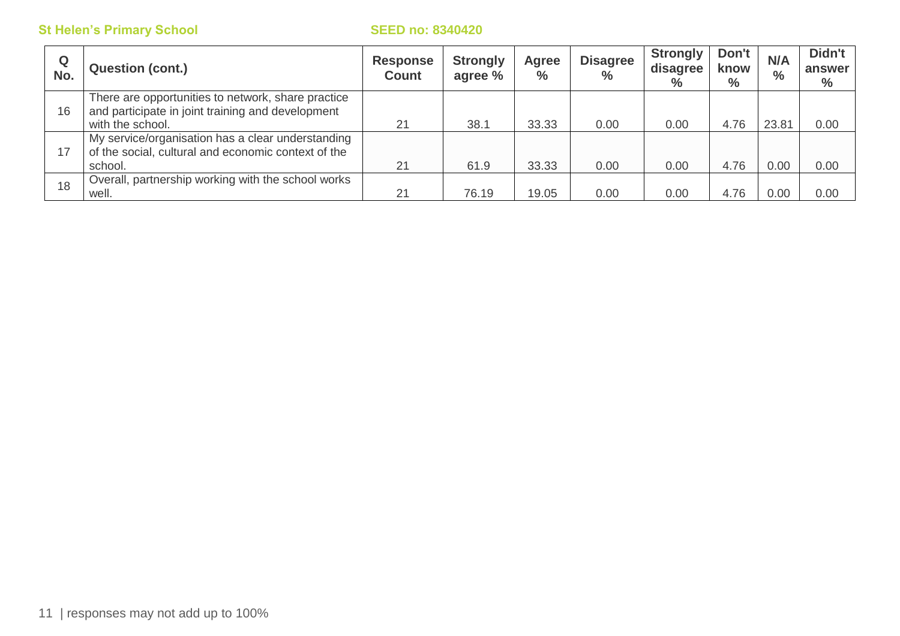St Helen's Primary School SEED no: 8340420

| Q No. | Question (cont.) | Response Count | Strongly agree % | Agree % | Disagree % | Strongly disagree % | Don't know % | N/A % | Didn't answer % |
|---|---|---|---|---|---|---|---|---|---|
| 16 | There are opportunities to network, share practice and participate in joint training and development with the school. | 21 | 38.1 | 33.33 | 0.00 | 0.00 | 4.76 | 23.81 | 0.00 |
| 17 | My service/organisation has a clear understanding of the social, cultural and economic context of the school. | 21 | 61.9 | 33.33 | 0.00 | 0.00 | 4.76 | 0.00 | 0.00 |
| 18 | Overall, partnership working with the school works well. | 21 | 76.19 | 19.05 | 0.00 | 0.00 | 4.76 | 0.00 | 0.00 |

responses may not add up to 100%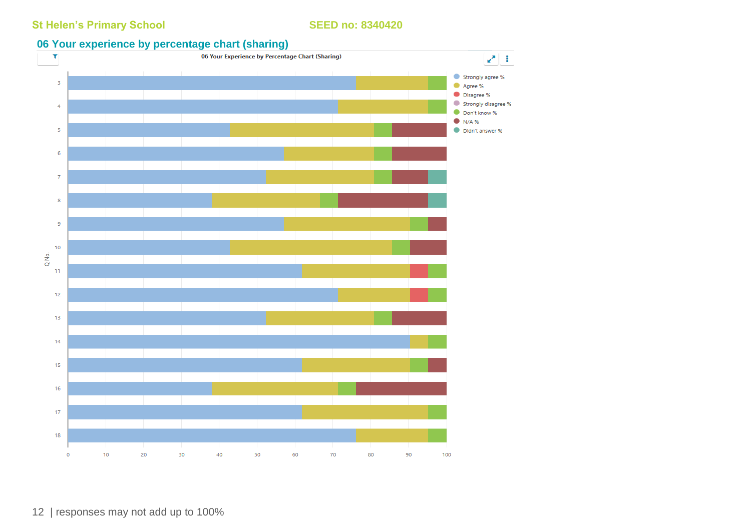St Helen's Primary School SEED no: 8340420

## 06 Your experience by percentage chart (sharing)

06 Your Experience by Percentage Chart (Sharing)

Legend: Strongly agree % | Agree % | Disagree % | Strongly disagree % | Don't know % | N/A % | Didn't answer %

Q No.: 3, 4, 5, 6, 7, 8, 9, 10, 11, 12, 13, 14, 15, 16, 17, 18

Axis: 0, 10, 20, 30, 40, 50, 60, 70, 80, 90, 100

| responses may not add up to 100%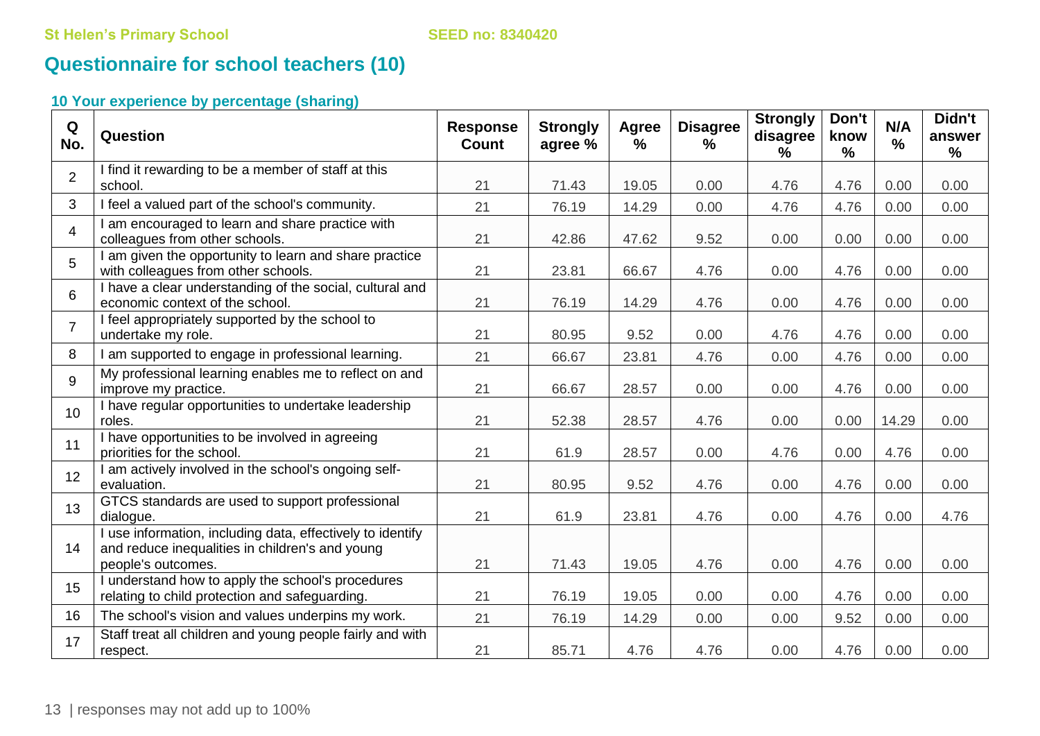St Helen's Primary School SEED no: 8340420

# Questionnaire for school teachers (10)

### 10 Your experience by percentage (sharing)

| Q No. | Question | Response Count | Strongly agree % | Agree % | Disagree % | Strongly disagree % | Don't know % | N/A % | Didn't answer % |
|---|---|---|---|---|---|---|---|---|---|
| 2 | I find it rewarding to be a member of staff at this school. | 21 | 71.43 | 19.05 | 0.00 | 4.76 | 4.76 | 0.00 | 0.00 |
| 3 | I feel a valued part of the school's community. | 21 | 76.19 | 14.29 | 0.00 | 4.76 | 4.76 | 0.00 | 0.00 |
| 4 | I am encouraged to learn and share practice with colleagues from other schools. | 21 | 42.86 | 47.62 | 9.52 | 0.00 | 0.00 | 0.00 | 0.00 |
| 5 | I am given the opportunity to learn and share practice with colleagues from other schools. | 21 | 23.81 | 66.67 | 4.76 | 0.00 | 4.76 | 0.00 | 0.00 |
| 6 | I have a clear understanding of the social, cultural and economic context of the school. | 21 | 76.19 | 14.29 | 4.76 | 0.00 | 4.76 | 0.00 | 0.00 |
| 7 | I feel appropriately supported by the school to undertake my role. | 21 | 80.95 | 9.52 | 0.00 | 4.76 | 4.76 | 0.00 | 0.00 |
| 8 | I am supported to engage in professional learning. | 21 | 66.67 | 23.81 | 4.76 | 0.00 | 4.76 | 0.00 | 0.00 |
| 9 | My professional learning enables me to reflect on and improve my practice. | 21 | 66.67 | 28.57 | 0.00 | 0.00 | 4.76 | 0.00 | 0.00 |
| 10 | I have regular opportunities to undertake leadership roles. | 21 | 52.38 | 28.57 | 4.76 | 0.00 | 0.00 | 14.29 | 0.00 |
| 11 | I have opportunities to be involved in agreeing priorities for the school. | 21 | 61.9 | 28.57 | 0.00 | 4.76 | 0.00 | 4.76 | 0.00 |
| 12 | I am actively involved in the school's ongoing self-evaluation. | 21 | 80.95 | 9.52 | 4.76 | 0.00 | 4.76 | 0.00 | 0.00 |
| 13 | GTCS standards are used to support professional dialogue. | 21 | 61.9 | 23.81 | 4.76 | 0.00 | 4.76 | 0.00 | 4.76 |
| 14 | I use information, including data, effectively to identify and reduce inequalities in children's and young people's outcomes. | 21 | 71.43 | 19.05 | 4.76 | 0.00 | 4.76 | 0.00 | 0.00 |
| 15 | I understand how to apply the school's procedures relating to child protection and safeguarding. | 21 | 76.19 | 19.05 | 0.00 | 0.00 | 4.76 | 0.00 | 0.00 |
| 16 | The school's vision and values underpins my work. | 21 | 76.19 | 14.29 | 0.00 | 0.00 | 9.52 | 0.00 | 0.00 |
| 17 | Staff treat all children and young people fairly and with respect. | 21 | 85.71 | 4.76 | 4.76 | 0.00 | 4.76 | 0.00 | 0.00 |

responses may not add up to 100%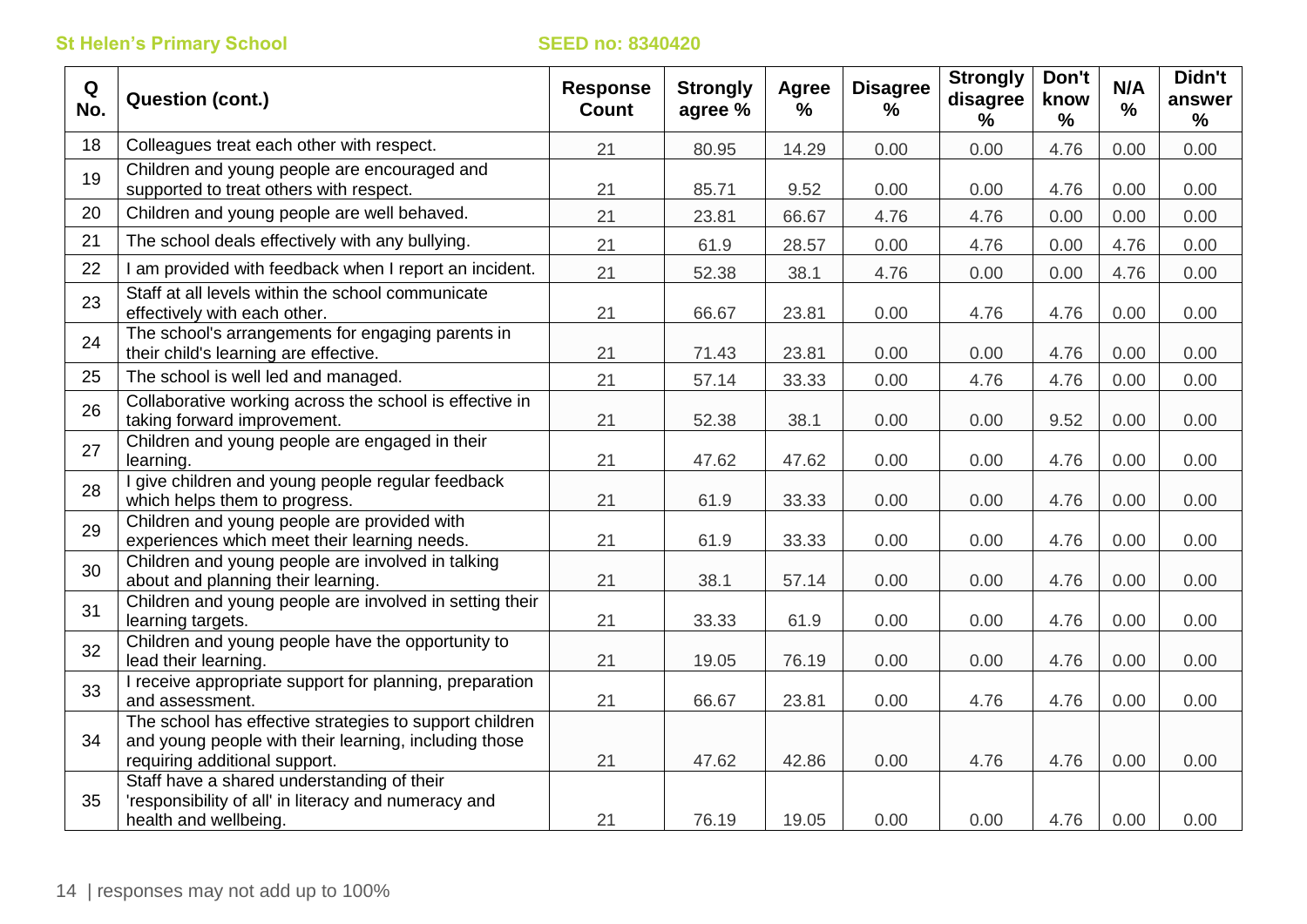St Helen's Primary School SEED no: 8340420

| Q No. | Question (cont.) | Response Count | Strongly agree % | Agree % | Disagree % | Strongly disagree % | Don't know % | N/A % | Didn't answer % |
|---|---|---|---|---|---|---|---|---|---|
| 18 | Colleagues treat each other with respect. | 21 | 80.95 | 14.29 | 0.00 | 0.00 | 4.76 | 0.00 | 0.00 |
| 19 | Children and young people are encouraged and supported to treat others with respect. | 21 | 85.71 | 9.52 | 0.00 | 0.00 | 4.76 | 0.00 | 0.00 |
| 20 | Children and young people are well behaved. | 21 | 23.81 | 66.67 | 4.76 | 4.76 | 0.00 | 0.00 | 0.00 |
| 21 | The school deals effectively with any bullying. | 21 | 61.9 | 28.57 | 0.00 | 4.76 | 0.00 | 4.76 | 0.00 |
| 22 | I am provided with feedback when I report an incident. | 21 | 52.38 | 38.1 | 4.76 | 0.00 | 0.00 | 4.76 | 0.00 |
| 23 | Staff at all levels within the school communicate effectively with each other. | 21 | 66.67 | 23.81 | 0.00 | 4.76 | 4.76 | 0.00 | 0.00 |
| 24 | The school's arrangements for engaging parents in their child's learning are effective. | 21 | 71.43 | 23.81 | 0.00 | 0.00 | 4.76 | 0.00 | 0.00 |
| 25 | The school is well led and managed. | 21 | 57.14 | 33.33 | 0.00 | 4.76 | 4.76 | 0.00 | 0.00 |
| 26 | Collaborative working across the school is effective in taking forward improvement. | 21 | 52.38 | 38.1 | 0.00 | 0.00 | 9.52 | 0.00 | 0.00 |
| 27 | Children and young people are engaged in their learning. | 21 | 47.62 | 47.62 | 0.00 | 0.00 | 4.76 | 0.00 | 0.00 |
| 28 | I give children and young people regular feedback which helps them to progress. | 21 | 61.9 | 33.33 | 0.00 | 0.00 | 4.76 | 0.00 | 0.00 |
| 29 | Children and young people are provided with experiences which meet their learning needs. | 21 | 61.9 | 33.33 | 0.00 | 0.00 | 4.76 | 0.00 | 0.00 |
| 30 | Children and young people are involved in talking about and planning their learning. | 21 | 38.1 | 57.14 | 0.00 | 0.00 | 4.76 | 0.00 | 0.00 |
| 31 | Children and young people are involved in setting their learning targets. | 21 | 33.33 | 61.9 | 0.00 | 0.00 | 4.76 | 0.00 | 0.00 |
| 32 | Children and young people have the opportunity to lead their learning. | 21 | 19.05 | 76.19 | 0.00 | 0.00 | 4.76 | 0.00 | 0.00 |
| 33 | I receive appropriate support for planning, preparation and assessment. | 21 | 66.67 | 23.81 | 0.00 | 4.76 | 4.76 | 0.00 | 0.00 |
| 34 | The school has effective strategies to support children and young people with their learning, including those requiring additional support. | 21 | 47.62 | 42.86 | 0.00 | 4.76 | 4.76 | 0.00 | 0.00 |
| 35 | Staff have a shared understanding of their 'responsibility of all' in literacy and numeracy and health and wellbeing. | 21 | 76.19 | 19.05 | 0.00 | 0.00 | 4.76 | 0.00 | 0.00 |

responses may not add up to 100%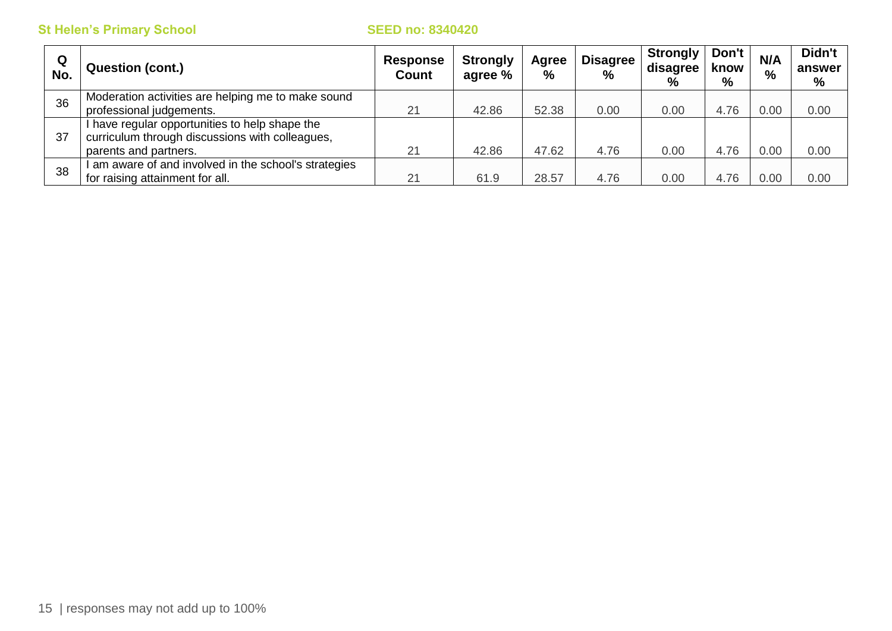| Q No. | Question (cont.) | Response Count | Strongly agree % | Agree % | Disagree % | Strongly disagree % | Don't know % | N/A % | Didn't answer % |
|---|---|---|---|---|---|---|---|---|---|
| 36 | Moderation activities are helping me to make sound professional judgements. | 21 | 42.86 | 52.38 | 0.00 | 0.00 | 4.76 | 0.00 | 0.00 |
| 37 | I have regular opportunities to help shape the curriculum through discussions with colleagues, parents and partners. | 21 | 42.86 | 47.62 | 4.76 | 0.00 | 4.76 | 0.00 | 0.00 |
| 38 | I am aware of and involved in the school's strategies for raising attainment for all. | 21 | 61.9 | 28.57 | 4.76 | 0.00 | 4.76 | 0.00 | 0.00 |

responses may not add up to 100%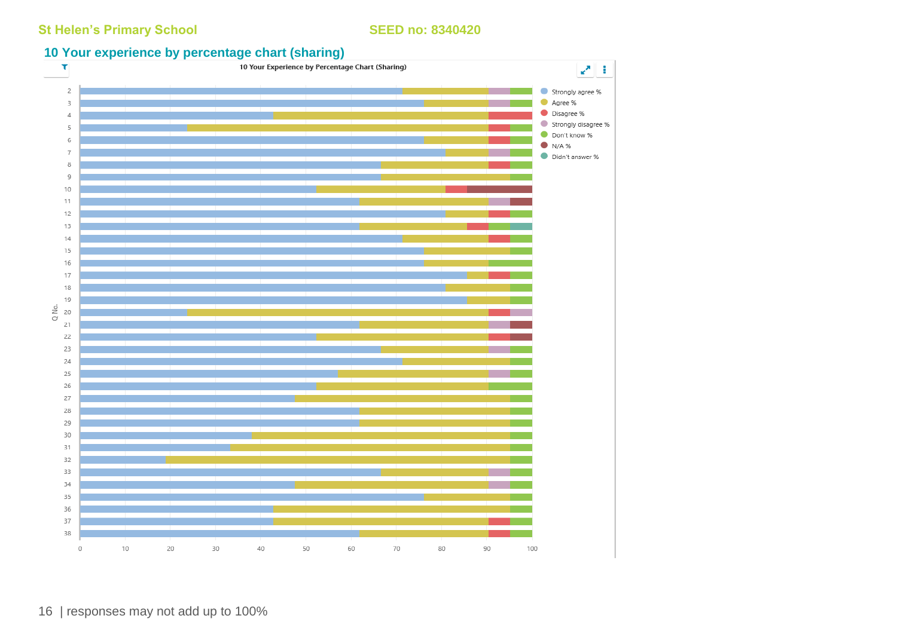## 10 Your experience by percentage chart (sharing)

10 Your Experience by Percentage Chart (Sharing)

Strongly agree %
Agree %
Disagree %
Strongly disagree %
Don't know %
N/A %
Didn't answer %

Q No.

2
3
4
5
6
7
8
9
10
11
12
13
14
15
16
17
18
19
20
21
22
23
24
25
26
27
28
29
30
31
32
33
34
35
36
37
38

0 10 20 30 40 50 60 70 80 90 100

responses may not add up to 100%